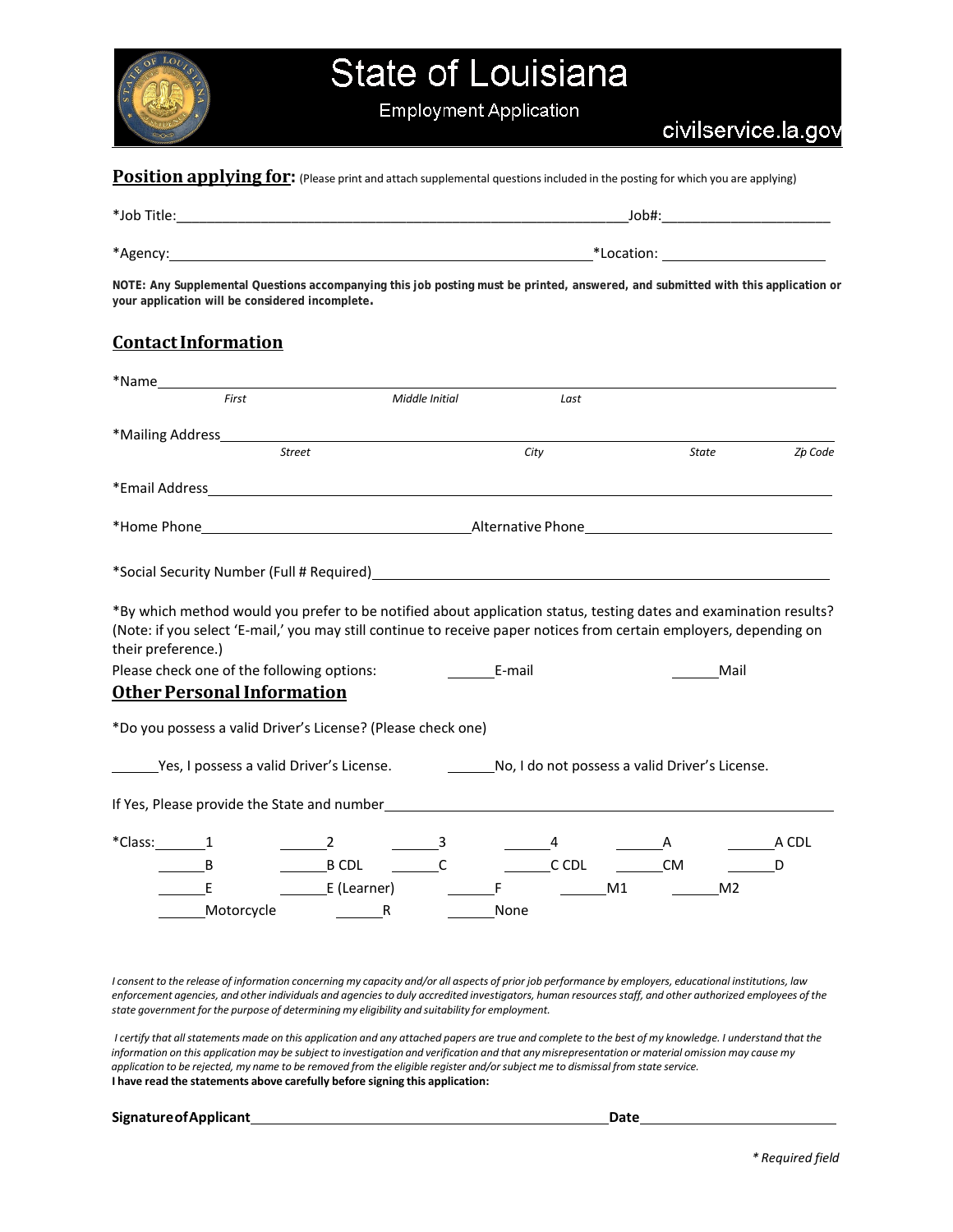# State of Louisiana

Employment Application

civilservice.la.gov

## Position applying for:

(Please print and attach supplemental questions included in the posting for which you are applying)

*Job Title:_______________________________________________________________Job#:_______________________

*Agency:_______________________________________________________________*Location: _______________________

**NOTE: Any Supplemental Questions accompanying this job posting must be printed, answered, and submitted with this application or your application will be considered incomplete.**

## Contact Information

*Name_______________________________________________________________

*First* *Middle Initial* *Last*

*Mailing Address_______________________________________________________________

*Street* *City* *State* *Zp Code*

*Email Address_______________________________________________________________

*Home Phone_______________________________Alternative Phone_______________________________

*Social Security Number (Full # Required)_______________________________________________________________

*By which method would you prefer to be notified about application status, testing dates and examination results? (Note: if you select 'E-mail,' you may still continue to receive paper notices from certain employers, depending on their preference.)

Please check one of the following options: ______E-mail ______Mail

## Other Personal Information

*Do you possess a valid Driver's License? (Please check one)

______Yes, I possess a valid Driver's License. ______No, I do not possess a valid Driver's License.

If Yes, Please provide the State and number_______________________________________________________________

*Class: ______1 ______2 ______3 ______4 ______A ______A CDL

______B ______B CDL ______C ______C CDL ______CM ______D

______E ______E (Learner) ______F ______M1 ______M2

______Motorcycle ______R ______None

*I consent to the release of information concerning my capacity and/or all aspects of prior job performance by employers, educational institutions, law enforcement agencies, and other individuals and agencies to duly accredited investigators, human resources staff, and other authorized employees of the state government for the purpose of determining my eligibility and suitability for employment.*

*I certify that all statements made on this application and any attached papers are true and complete to the best of my knowledge. I understand that the information on this application may be subject to investigation and verification and that any misrepresentation or material omission may cause my application to be rejected, my name to be removed from the eligible register and/or subject me to dismissal from state service.*

**I have read the statements above carefully before signing this application:**

**Signature of Applicant**_______________________________________________**Date**_________________________

*\* Required field*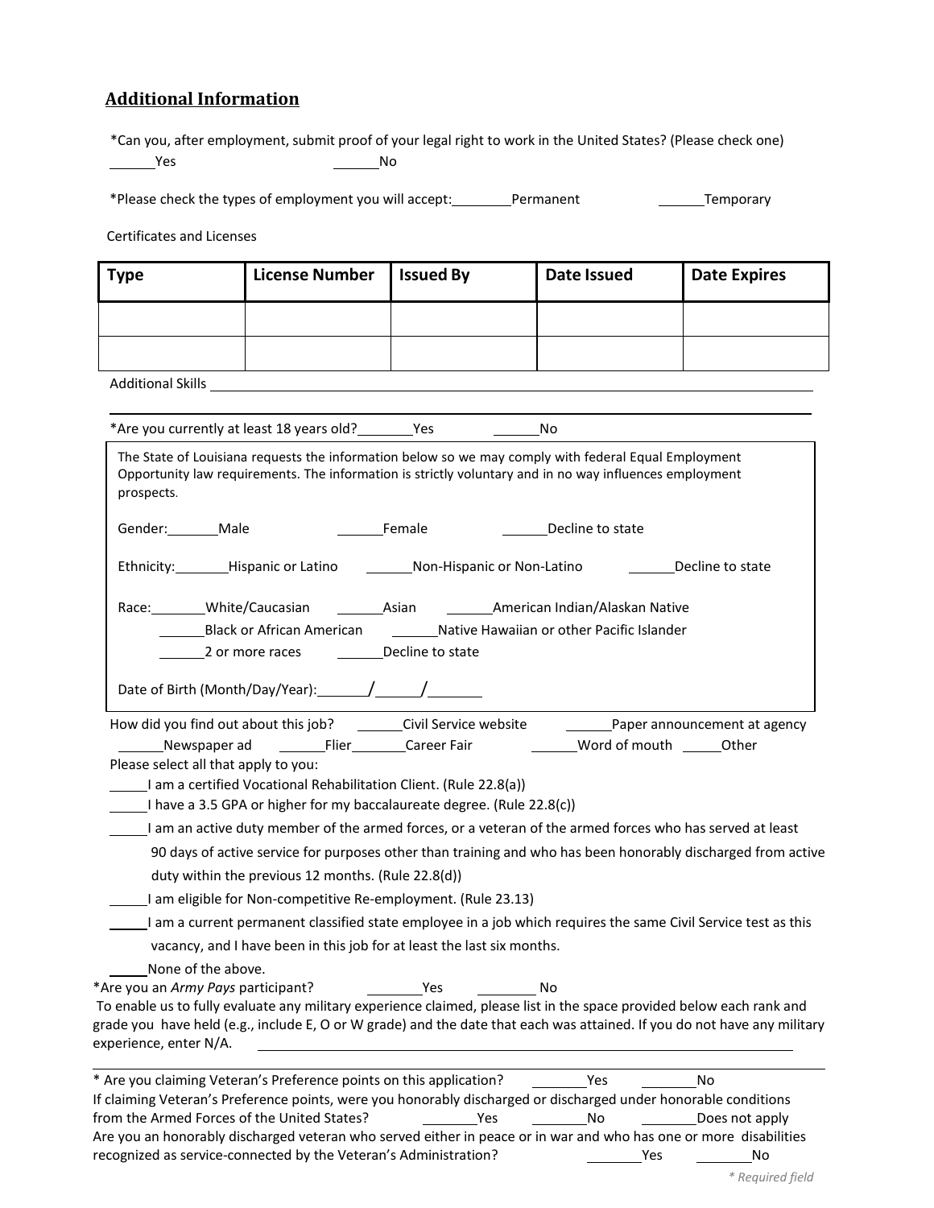## Additional Information

*Can you, after employment, submit proof of your legal right to work in the United States? (Please check one)

______Yes ______No

*Please check the types of employment you will accept: ________Permanent ______Temporary

Certificates and Licenses

| Type | License Number | Issued By | Date Issued | Date Expires |
|---|---|---|---|---|
| | | | | |
| | | | | |

Additional Skills ____________________________________________

____________________________________________

*Are you currently at least 18 years old? _______Yes ______No

The State of Louisiana requests the information below so we may comply with federal Equal Employment Opportunity law requirements. The information is strictly voluntary and in no way influences employment prospects.

Gender: _______Male ______Female ______Decline to state

Ethnicity: _______Hispanic or Latino ______Non-Hispanic or Non-Latino ______Decline to state

Race: _______White/Caucasian ______Asian ______American Indian/Alaskan Native

______Black or African American ______Native Hawaiian or other Pacific Islander

______2 or more races ______Decline to state

Date of Birth (Month/Day/Year): ______/______/______

How did you find out about this job? ______Civil Service website ______Paper announcement at agency

______Newspaper ad ______Flier ______Career Fair ______Word of mouth _____Other

Please select all that apply to you:

_____I am a certified Vocational Rehabilitation Client. (Rule 22.8(a))

_____I have a 3.5 GPA or higher for my baccalaureate degree. (Rule 22.8(c))

_____I am an active duty member of the armed forces, or a veteran of the armed forces who has served at least 90 days of active service for purposes other than training and who has been honorably discharged from active duty within the previous 12 months. (Rule 22.8(d))

_____I am eligible for Non-competitive Re-employment. (Rule 23.13)

_____I am a current permanent classified state employee in a job which requires the same Civil Service test as this vacancy, and I have been in this job for at least the last six months.

_____None of the above.

*Are you an *Army Pays* participant? _______Yes ________No

To enable us to fully evaluate any military experience claimed, please list in the space provided below each rank and grade you have held (e.g., include E, O or W grade) and the date that each was attained. If you do not have any military experience, enter N/A. ____________________________________________

____________________________________________

* Are you claiming Veteran's Preference points on this application? ________Yes ________No

If claiming Veteran's Preference points, were you honorably discharged or discharged under honorable conditions from the Armed Forces of the United States? ________Yes ________No ________Does not apply

Are you an honorably discharged veteran who served either in peace or in war and who has one or more disabilities recognized as service-connected by the Veteran's Administration? ________Yes ________No

*\* Required field*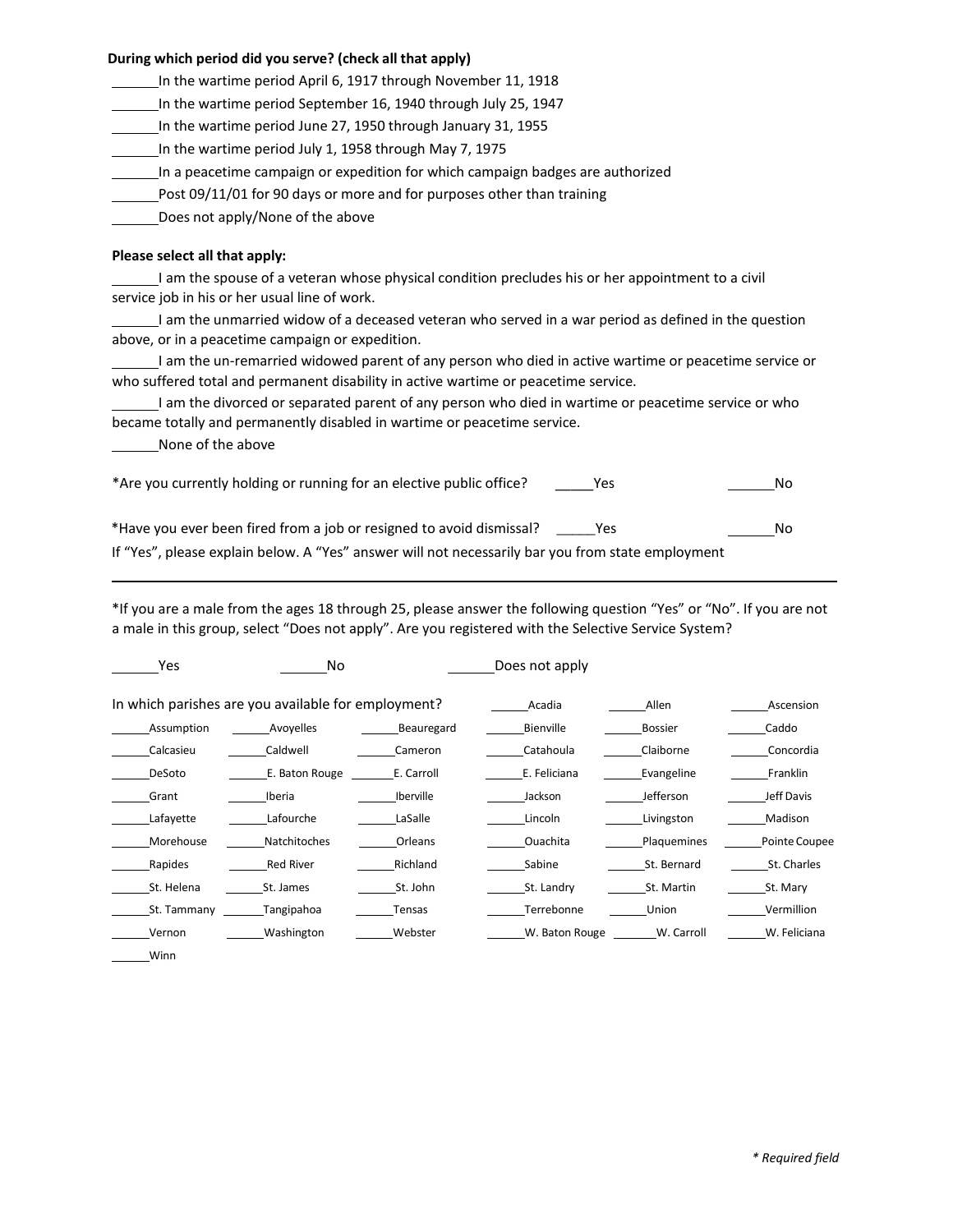**During which period did you serve? (check all that apply)**

\_\_\_\_\_\_In the wartime period April 6, 1917 through November 11, 1918
\_\_\_\_\_\_In the wartime period September 16, 1940 through July 25, 1947
\_\_\_\_\_\_In the wartime period June 27, 1950 through January 31, 1955
\_\_\_\_\_\_In the wartime period July 1, 1958 through May 7, 1975
\_\_\_\_\_\_In a peacetime campaign or expedition for which campaign badges are authorized
\_\_\_\_\_\_Post 09/11/01 for 90 days or more and for purposes other than training
\_\_\_\_\_\_Does not apply/None of the above

**Please select all that apply:**

\_\_\_\_\_\_I am the spouse of a veteran whose physical condition precludes his or her appointment to a civil service job in his or her usual line of work.
\_\_\_\_\_\_I am the unmarried widow of a deceased veteran who served in a war period as defined in the question above, or in a peacetime campaign or expedition.
\_\_\_\_\_\_I am the un-remarried widowed parent of any person who died in active wartime or peacetime service or who suffered total and permanent disability in active wartime or peacetime service.
\_\_\_\_\_\_I am the divorced or separated parent of any person who died in wartime or peacetime service or who became totally and permanently disabled in wartime or peacetime service.
\_\_\_\_\_\_None of the above

*Are you currently holding or running for an elective public office? \_\_\_\_\_Yes \_\_\_\_\_\_No

*Have you ever been fired from a job or resigned to avoid dismissal? \_\_\_\_\_Yes \_\_\_\_\_\_No
If "Yes", please explain below. A "Yes" answer will not necessarily bar you from state employment

---

*If you are a male from the ages 18 through 25, please answer the following question "Yes" or "No". If you are not a male in this group, select "Does not apply". Are you registered with the Selective Service System?

\_\_\_\_\_\_Yes \_\_\_\_\_\_No \_\_\_\_\_\_Does not apply

In which parishes are you available for employment?

| | | | | | |
|---|---|---|---|---|---|
| | | | \_\_\_\_\_Acadia | \_\_\_\_\_Allen | \_\_\_\_\_Ascension |
| \_\_\_\_\_Assumption | \_\_\_\_\_Avoyelles | \_\_\_\_\_Beauregard | \_\_\_\_\_Bienville | \_\_\_\_\_Bossier | \_\_\_\_\_Caddo |
| \_\_\_\_\_Calcasieu | \_\_\_\_\_Caldwell | \_\_\_\_\_Cameron | \_\_\_\_\_Catahoula | \_\_\_\_\_Claiborne | \_\_\_\_\_Concordia |
| \_\_\_\_\_DeSoto | \_\_\_\_\_E. Baton Rouge | \_\_\_\_\_E. Carroll | \_\_\_\_\_E. Feliciana | \_\_\_\_\_Evangeline | \_\_\_\_\_Franklin |
| \_\_\_\_\_Grant | \_\_\_\_\_Iberia | \_\_\_\_\_Iberville | \_\_\_\_\_Jackson | \_\_\_\_\_Jefferson | \_\_\_\_\_Jeff Davis |
| \_\_\_\_\_Lafayette | \_\_\_\_\_Lafourche | \_\_\_\_\_LaSalle | \_\_\_\_\_Lincoln | \_\_\_\_\_Livingston | \_\_\_\_\_Madison |
| \_\_\_\_\_Morehouse | \_\_\_\_\_Natchitoches | \_\_\_\_\_Orleans | \_\_\_\_\_Ouachita | \_\_\_\_\_Plaquemines | \_\_\_\_\_Pointe Coupee |
| \_\_\_\_\_Rapides | \_\_\_\_\_Red River | \_\_\_\_\_Richland | \_\_\_\_\_Sabine | \_\_\_\_\_St. Bernard | \_\_\_\_\_St. Charles |
| \_\_\_\_\_St. Helena | \_\_\_\_\_St. James | \_\_\_\_\_St. John | \_\_\_\_\_St. Landry | \_\_\_\_\_St. Martin | \_\_\_\_\_St. Mary |
| \_\_\_\_\_St. Tammany | \_\_\_\_\_Tangipahoa | \_\_\_\_\_Tensas | \_\_\_\_\_Terrebonne | \_\_\_\_\_Union | \_\_\_\_\_Vermillion |
| \_\_\_\_\_Vernon | \_\_\_\_\_Washington | \_\_\_\_\_Webster | \_\_\_\_\_W. Baton Rouge | \_\_\_\_\_W. Carroll | \_\_\_\_\_W. Feliciana |
| \_\_\_\_\_Winn | | | | | |

*\* Required field*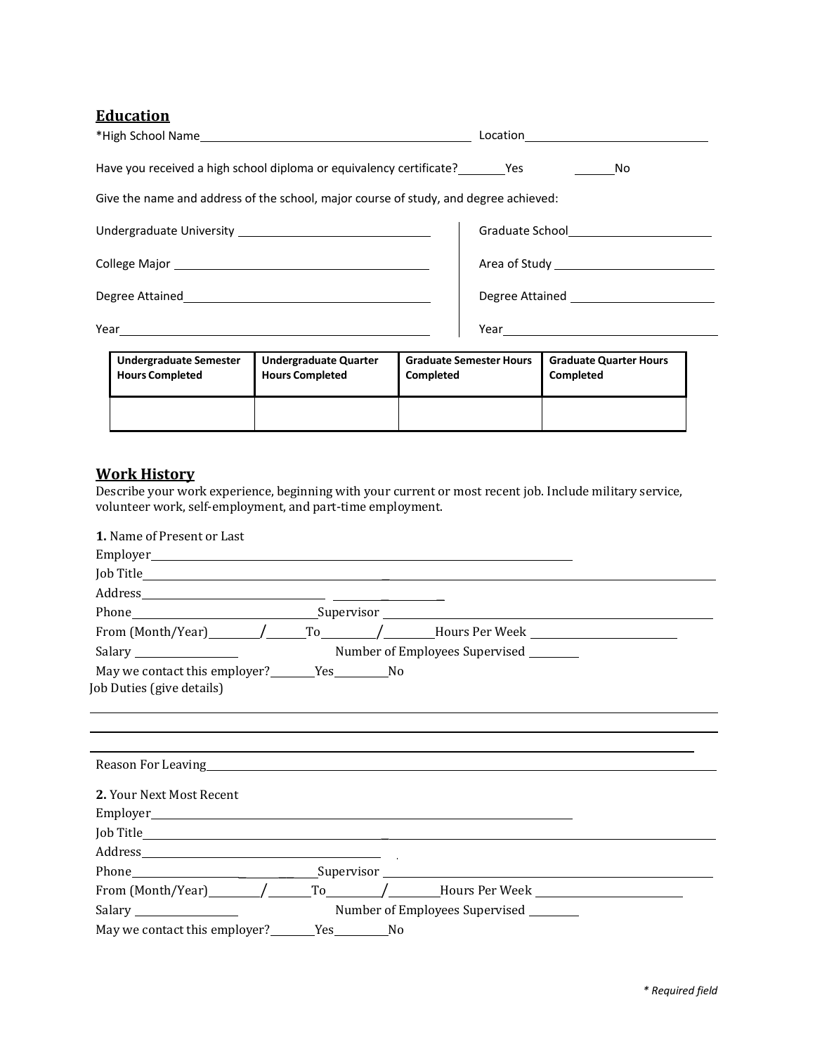## Education

*High School Name ______________________________ Location ______________________

Have you received a high school diploma or equivalency certificate? _______Yes _______No

Give the name and address of the school, major course of study, and degree achieved:

Undergraduate University ______________________________

College Major ______________________________

Degree Attained ______________________________

Year ______________________________

Graduate School ______________________

Area of Study ______________________

Degree Attained ______________________

Year ______________________

| Undergraduate Semester Hours Completed | Undergraduate Quarter Hours Completed | Graduate Semester Hours Completed | Graduate Quarter Hours Completed |
|---|---|---|---|
| | | | |

## Work History

Describe your work experience, beginning with your current or most recent job. Include military service, volunteer work, self-employment, and part-time employment.

**1.** Name of Present or Last

Employer ______________________________

Job Title ______________________________

Address ______________________________

Phone ____________________ Supervisor ______________________________

From (Month/Year) ______/______ To ______/______ Hours Per Week ____________

Salary ____________ Number of Employees Supervised ________

May we contact this employer? _______Yes _______No

Job Duties (give details)

______________________________

______________________________

______________________________

Reason For Leaving ______________________________

**2.** Your Next Most Recent

Employer ______________________________

Job Title ______________________________

Address ______________________________

Phone ____________________ Supervisor ______________________________

From (Month/Year) ______/______ To ______/______ Hours Per Week ____________

Salary ____________ Number of Employees Supervised ________

May we contact this employer? _______Yes _______No

*\* Required field*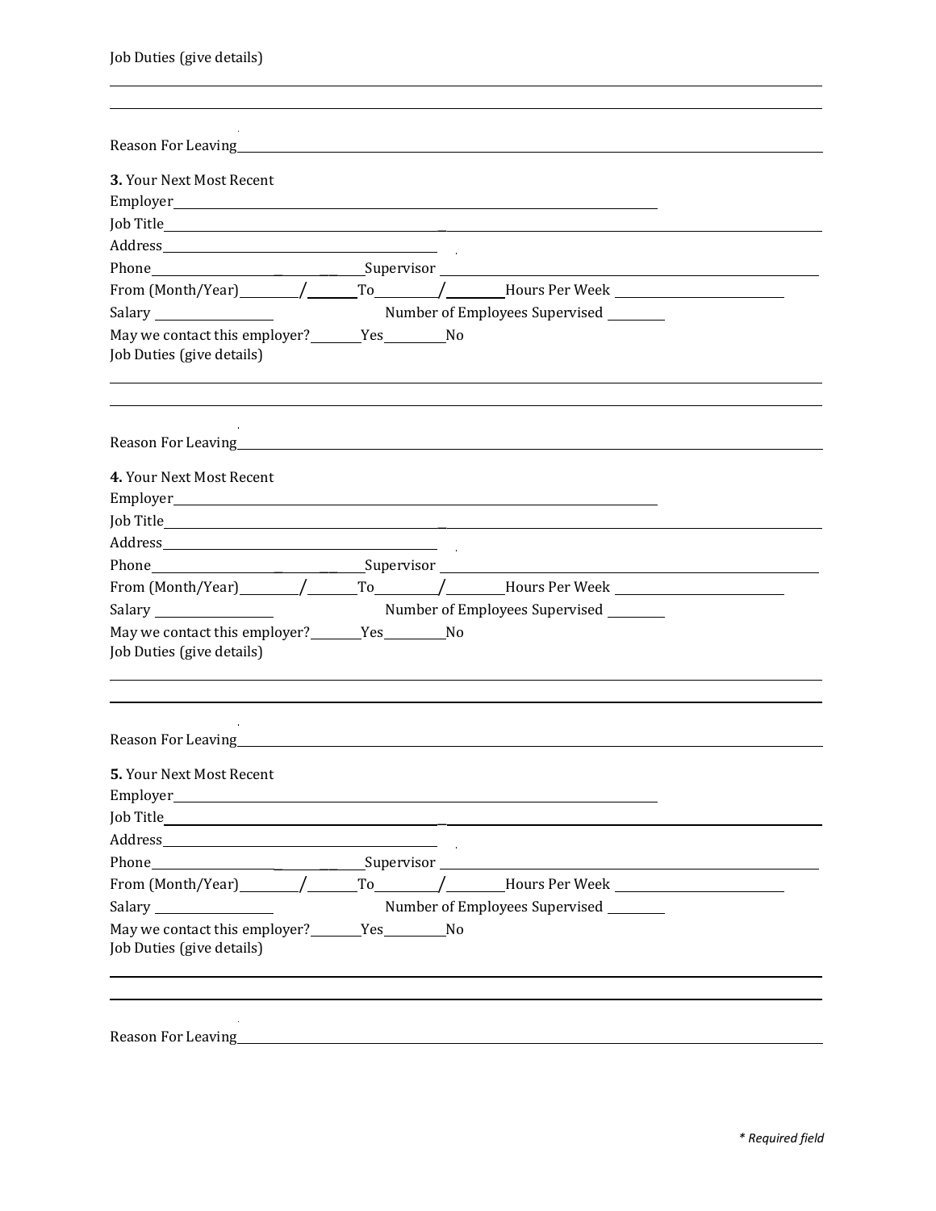Job Duties (give details)

\_\_\_\_\_\_\_\_\_\_\_\_\_\_\_\_\_\_\_\_\_\_\_\_\_\_\_\_\_\_\_\_\_\_\_\_\_\_\_\_\_\_\_\_\_\_\_\_\_\_\_\_\_\_\_\_\_\_\_\_\_\_\_\_\_\_\_\_\_\_\_\_\_\_\_\_

\_\_\_\_\_\_\_\_\_\_\_\_\_\_\_\_\_\_\_\_\_\_\_\_\_\_\_\_\_\_\_\_\_\_\_\_\_\_\_\_\_\_\_\_\_\_\_\_\_\_\_\_\_\_\_\_\_\_\_\_\_\_\_\_\_\_\_\_\_\_\_\_\_\_\_\_

Reason For Leaving\_\_\_\_\_\_\_\_\_\_\_\_\_\_\_\_\_\_\_\_\_\_\_\_\_\_\_\_\_\_\_\_\_\_\_\_\_\_\_\_\_\_\_\_\_\_\_\_\_\_\_\_\_\_\_\_\_\_\_\_\_\_\_\_

**3.** Your Next Most Recent

Employer\_\_\_\_\_\_\_\_\_\_\_\_\_\_\_\_\_\_\_\_\_\_\_\_\_\_\_\_\_\_\_\_\_\_\_\_\_\_\_\_\_\_\_\_\_\_\_\_\_\_\_\_\_\_\_\_

Job Title\_\_\_\_\_\_\_\_\_\_\_\_\_\_\_\_\_\_\_\_\_\_\_\_\_\_\_\_\_\_\_\_\_\_\_\_\_\_\_\_\_\_\_\_\_\_\_\_\_\_\_\_\_\_\_\_\_\_\_\_\_\_\_\_\_\_\_\_\_\_\_\_

Address\_\_\_\_\_\_\_\_\_\_\_\_\_\_\_\_\_\_\_\_\_\_\_\_\_\_\_\_\_\_\_\_\_\_\_\_\_\_\_

Phone\_\_\_\_\_\_\_\_\_\_\_\_\_\_\_\_\_\_\_\_\_\_\_\_\_\_\_\_Supervisor \_\_\_\_\_\_\_\_\_\_\_\_\_\_\_\_\_\_\_\_\_\_\_\_\_\_\_\_\_\_\_\_\_\_\_\_\_\_\_\_\_\_\_\_\_

From (Month/Year)\_\_\_\_\_\_\_\_/\_\_\_\_\_\_\_To\_\_\_\_\_\_\_\_\_/\_\_\_\_\_\_\_\_Hours Per Week \_\_\_\_\_\_\_\_\_\_\_\_\_\_\_\_\_\_\_\_\_\_\_\_

Salary \_\_\_\_\_\_\_\_\_\_\_\_\_\_\_\_\_ Number of Employees Supervised \_\_\_\_\_\_\_\_

May we contact this employer?\_\_\_\_\_\_\_Yes\_\_\_\_\_\_\_\_\_No

Job Duties (give details)

\_\_\_\_\_\_\_\_\_\_\_\_\_\_\_\_\_\_\_\_\_\_\_\_\_\_\_\_\_\_\_\_\_\_\_\_\_\_\_\_\_\_\_\_\_\_\_\_\_\_\_\_\_\_\_\_\_\_\_\_\_\_\_\_\_\_\_\_\_\_\_\_\_\_\_\_

\_\_\_\_\_\_\_\_\_\_\_\_\_\_\_\_\_\_\_\_\_\_\_\_\_\_\_\_\_\_\_\_\_\_\_\_\_\_\_\_\_\_\_\_\_\_\_\_\_\_\_\_\_\_\_\_\_\_\_\_\_\_\_\_\_\_\_\_\_\_\_\_\_\_\_\_

Reason For Leaving\_\_\_\_\_\_\_\_\_\_\_\_\_\_\_\_\_\_\_\_\_\_\_\_\_\_\_\_\_\_\_\_\_\_\_\_\_\_\_\_\_\_\_\_\_\_\_\_\_\_\_\_\_\_\_\_\_\_\_\_\_\_\_\_

**4.** Your Next Most Recent

Employer\_\_\_\_\_\_\_\_\_\_\_\_\_\_\_\_\_\_\_\_\_\_\_\_\_\_\_\_\_\_\_\_\_\_\_\_\_\_\_\_\_\_\_\_\_\_\_\_\_\_\_\_\_\_\_\_

Job Title\_\_\_\_\_\_\_\_\_\_\_\_\_\_\_\_\_\_\_\_\_\_\_\_\_\_\_\_\_\_\_\_\_\_\_\_\_\_\_\_\_\_\_\_\_\_\_\_\_\_\_\_\_\_\_\_\_\_\_\_\_\_\_\_\_\_\_\_\_\_\_\_

Address\_\_\_\_\_\_\_\_\_\_\_\_\_\_\_\_\_\_\_\_\_\_\_\_\_\_\_\_\_\_\_\_\_\_\_\_\_\_\_

Phone\_\_\_\_\_\_\_\_\_\_\_\_\_\_\_\_\_\_\_\_\_\_\_\_\_\_\_\_Supervisor \_\_\_\_\_\_\_\_\_\_\_\_\_\_\_\_\_\_\_\_\_\_\_\_\_\_\_\_\_\_\_\_\_\_\_\_\_\_\_\_\_\_\_\_\_

From (Month/Year)\_\_\_\_\_\_\_\_/\_\_\_\_\_\_\_To\_\_\_\_\_\_\_\_\_/\_\_\_\_\_\_\_\_Hours Per Week \_\_\_\_\_\_\_\_\_\_\_\_\_\_\_\_\_\_\_\_\_\_\_\_

Salary \_\_\_\_\_\_\_\_\_\_\_\_\_\_\_\_\_ Number of Employees Supervised \_\_\_\_\_\_\_\_

May we contact this employer?\_\_\_\_\_\_\_Yes\_\_\_\_\_\_\_\_\_No

Job Duties (give details)

\_\_\_\_\_\_\_\_\_\_\_\_\_\_\_\_\_\_\_\_\_\_\_\_\_\_\_\_\_\_\_\_\_\_\_\_\_\_\_\_\_\_\_\_\_\_\_\_\_\_\_\_\_\_\_\_\_\_\_\_\_\_\_\_\_\_\_\_\_\_\_\_\_\_\_\_

\_\_\_\_\_\_\_\_\_\_\_\_\_\_\_\_\_\_\_\_\_\_\_\_\_\_\_\_\_\_\_\_\_\_\_\_\_\_\_\_\_\_\_\_\_\_\_\_\_\_\_\_\_\_\_\_\_\_\_\_\_\_\_\_\_\_\_\_\_\_\_\_\_\_\_\_

Reason For Leaving\_\_\_\_\_\_\_\_\_\_\_\_\_\_\_\_\_\_\_\_\_\_\_\_\_\_\_\_\_\_\_\_\_\_\_\_\_\_\_\_\_\_\_\_\_\_\_\_\_\_\_\_\_\_\_\_\_\_\_\_\_\_\_\_

**5.** Your Next Most Recent

Employer\_\_\_\_\_\_\_\_\_\_\_\_\_\_\_\_\_\_\_\_\_\_\_\_\_\_\_\_\_\_\_\_\_\_\_\_\_\_\_\_\_\_\_\_\_\_\_\_\_\_\_\_\_\_\_\_

Job Title\_\_\_\_\_\_\_\_\_\_\_\_\_\_\_\_\_\_\_\_\_\_\_\_\_\_\_\_\_\_\_\_\_\_\_\_\_\_\_\_\_\_\_\_\_\_\_\_\_\_\_\_\_\_\_\_\_\_\_\_\_\_\_\_\_\_\_\_\_\_\_\_

Address\_\_\_\_\_\_\_\_\_\_\_\_\_\_\_\_\_\_\_\_\_\_\_\_\_\_\_\_\_\_\_\_\_\_\_\_\_\_\_

Phone\_\_\_\_\_\_\_\_\_\_\_\_\_\_\_\_\_\_\_\_\_\_\_\_\_\_\_\_Supervisor \_\_\_\_\_\_\_\_\_\_\_\_\_\_\_\_\_\_\_\_\_\_\_\_\_\_\_\_\_\_\_\_\_\_\_\_\_\_\_\_\_\_\_\_\_

From (Month/Year)\_\_\_\_\_\_\_\_/\_\_\_\_\_\_\_To\_\_\_\_\_\_\_\_\_/\_\_\_\_\_\_\_\_Hours Per Week \_\_\_\_\_\_\_\_\_\_\_\_\_\_\_\_\_\_\_\_\_\_\_\_

Salary \_\_\_\_\_\_\_\_\_\_\_\_\_\_\_\_\_ Number of Employees Supervised \_\_\_\_\_\_\_\_

May we contact this employer?\_\_\_\_\_\_\_Yes\_\_\_\_\_\_\_\_\_No

Job Duties (give details)

\_\_\_\_\_\_\_\_\_\_\_\_\_\_\_\_\_\_\_\_\_\_\_\_\_\_\_\_\_\_\_\_\_\_\_\_\_\_\_\_\_\_\_\_\_\_\_\_\_\_\_\_\_\_\_\_\_\_\_\_\_\_\_\_\_\_\_\_\_\_\_\_\_\_\_\_

\_\_\_\_\_\_\_\_\_\_\_\_\_\_\_\_\_\_\_\_\_\_\_\_\_\_\_\_\_\_\_\_\_\_\_\_\_\_\_\_\_\_\_\_\_\_\_\_\_\_\_\_\_\_\_\_\_\_\_\_\_\_\_\_\_\_\_\_\_\_\_\_\_\_\_\_

Reason For Leaving\_\_\_\_\_\_\_\_\_\_\_\_\_\_\_\_\_\_\_\_\_\_\_\_\_\_\_\_\_\_\_\_\_\_\_\_\_\_\_\_\_\_\_\_\_\_\_\_\_\_\_\_\_\_\_\_\_\_\_\_\_\_\_\_

*\* Required field*